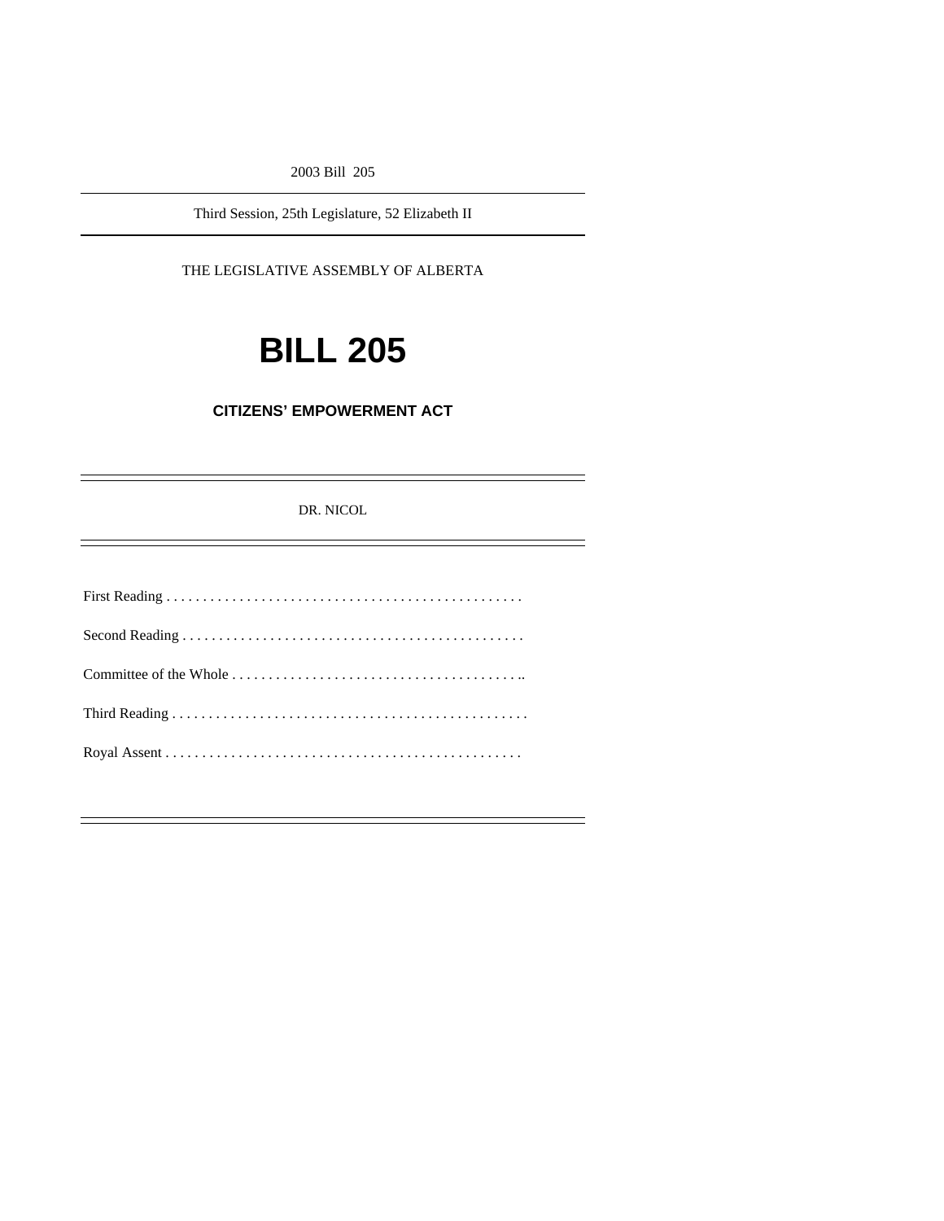2003 Bill 205

Third Session, 25th Legislature, 52 Elizabeth II

THE LEGISLATIVE ASSEMBLY OF ALBERTA

# BILL 205

## CITIZENS' EMPOWERMENT ACT

DR. NICOL

First Reading . . . . . . . . . . . . . . . . . . . . . . . . . . . . . . . . . . . . . . . . . . . . . . . . .

Second Reading . . . . . . . . . . . . . . . . . . . . . . . . . . . . . . . . . . . . . . . . . . . . . .

Committee of the Whole . . . . . . . . . . . . . . . . . . . . . . . . . . . . . . . . . . . . . . . .

Third Reading . . . . . . . . . . . . . . . . . . . . . . . . . . . . . . . . . . . . . . . . . . . . . . . . .

Royal Assent . . . . . . . . . . . . . . . . . . . . . . . . . . . . . . . . . . . . . . . . . . . . . . . . .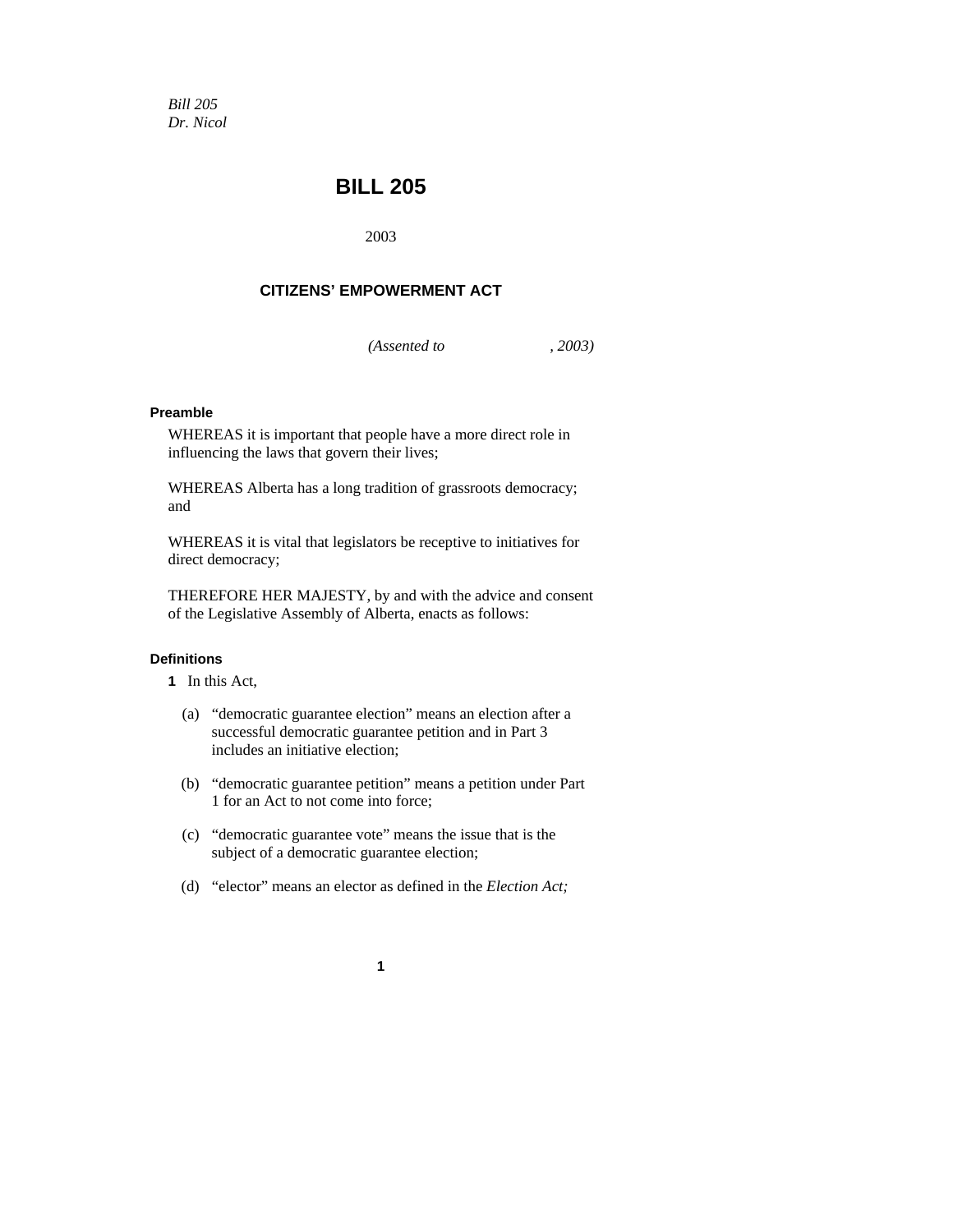*Bill 205*
*Dr. Nicol*

# BILL 205

2003

## CITIZENS' EMPOWERMENT ACT

*(Assented to , 2003)*

**Preamble**

WHEREAS it is important that people have a more direct role in influencing the laws that govern their lives;

WHEREAS Alberta has a long tradition of grassroots democracy; and

WHEREAS it is vital that legislators be receptive to initiatives for direct democracy;

THEREFORE HER MAJESTY, by and with the advice and consent of the Legislative Assembly of Alberta, enacts as follows:

**Definitions**

**1** In this Act,

(a) "democratic guarantee election" means an election after a successful democratic guarantee petition and in Part 3 includes an initiative election;

(b) "democratic guarantee petition" means a petition under Part 1 for an Act to not come into force;

(c) "democratic guarantee vote" means the issue that is the subject of a democratic guarantee election;

(d) "elector" means an elector as defined in the *Election Act;*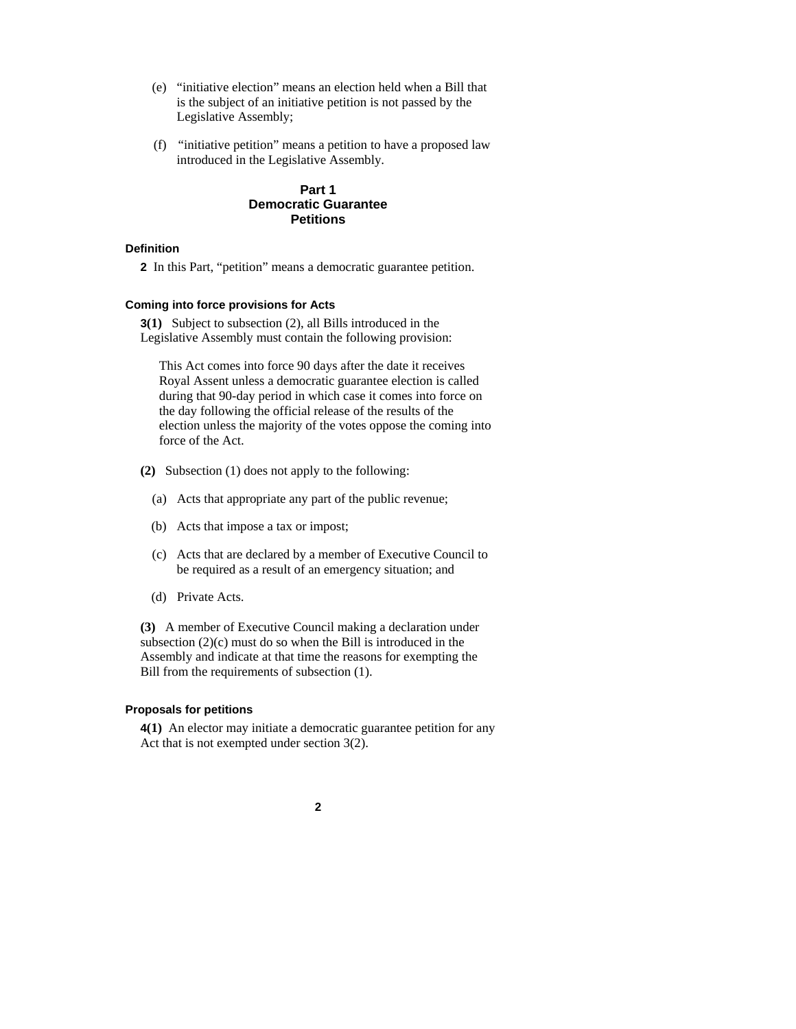(e) "initiative election" means an election held when a Bill that is the subject of an initiative petition is not passed by the Legislative Assembly;

(f) "initiative petition" means a petition to have a proposed law introduced in the Legislative Assembly.

## Part 1
## Democratic Guarantee
## Petitions

### Definition

**2** In this Part, "petition" means a democratic guarantee petition.

### Coming into force provisions for Acts

**3(1)** Subject to subsection (2), all Bills introduced in the Legislative Assembly must contain the following provision:

> This Act comes into force 90 days after the date it receives Royal Assent unless a democratic guarantee election is called during that 90-day period in which case it comes into force on the day following the official release of the results of the election unless the majority of the votes oppose the coming into force of the Act.

**(2)** Subsection (1) does not apply to the following:

(a) Acts that appropriate any part of the public revenue;

(b) Acts that impose a tax or impost;

(c) Acts that are declared by a member of Executive Council to be required as a result of an emergency situation; and

(d) Private Acts.

**(3)** A member of Executive Council making a declaration under subsection (2)(c) must do so when the Bill is introduced in the Assembly and indicate at that time the reasons for exempting the Bill from the requirements of subsection (1).

### Proposals for petitions

**4(1)** An elector may initiate a democratic guarantee petition for any Act that is not exempted under section 3(2).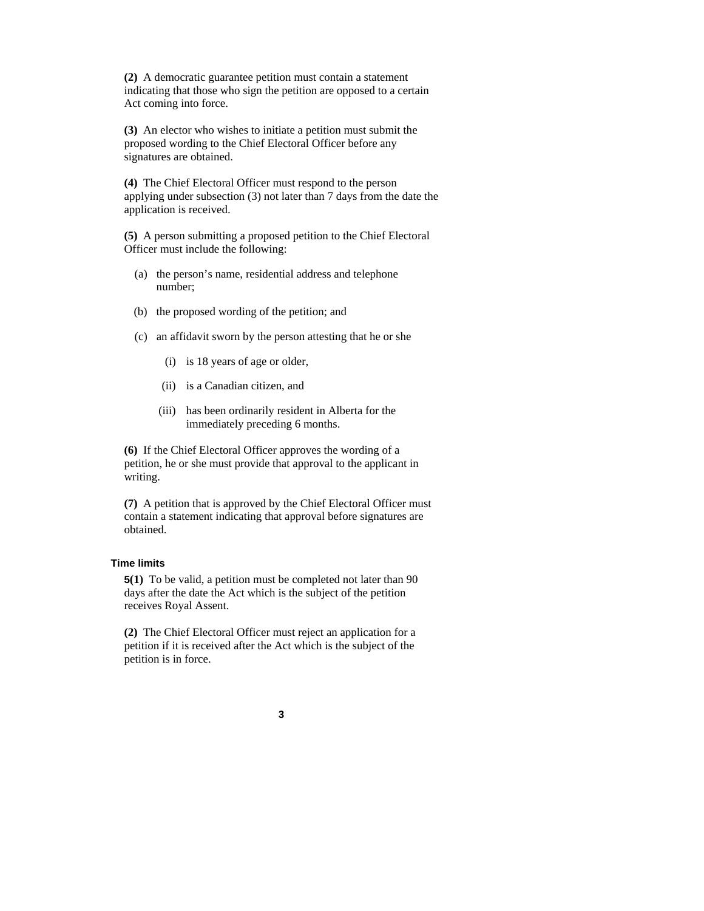**(2)** A democratic guarantee petition must contain a statement indicating that those who sign the petition are opposed to a certain Act coming into force.

**(3)** An elector who wishes to initiate a petition must submit the proposed wording to the Chief Electoral Officer before any signatures are obtained.

**(4)** The Chief Electoral Officer must respond to the person applying under subsection (3) not later than 7 days from the date the application is received.

**(5)** A person submitting a proposed petition to the Chief Electoral Officer must include the following:

(a) the person's name, residential address and telephone number;

(b) the proposed wording of the petition; and

(c) an affidavit sworn by the person attesting that he or she

(i) is 18 years of age or older,

(ii) is a Canadian citizen, and

(iii) has been ordinarily resident in Alberta for the immediately preceding 6 months.

**(6)** If the Chief Electoral Officer approves the wording of a petition, he or she must provide that approval to the applicant in writing.

**(7)** A petition that is approved by the Chief Electoral Officer must contain a statement indicating that approval before signatures are obtained.

### Time limits

**5(1)** To be valid, a petition must be completed not later than 90 days after the date the Act which is the subject of the petition receives Royal Assent.

**(2)** The Chief Electoral Officer must reject an application for a petition if it is received after the Act which is the subject of the petition is in force.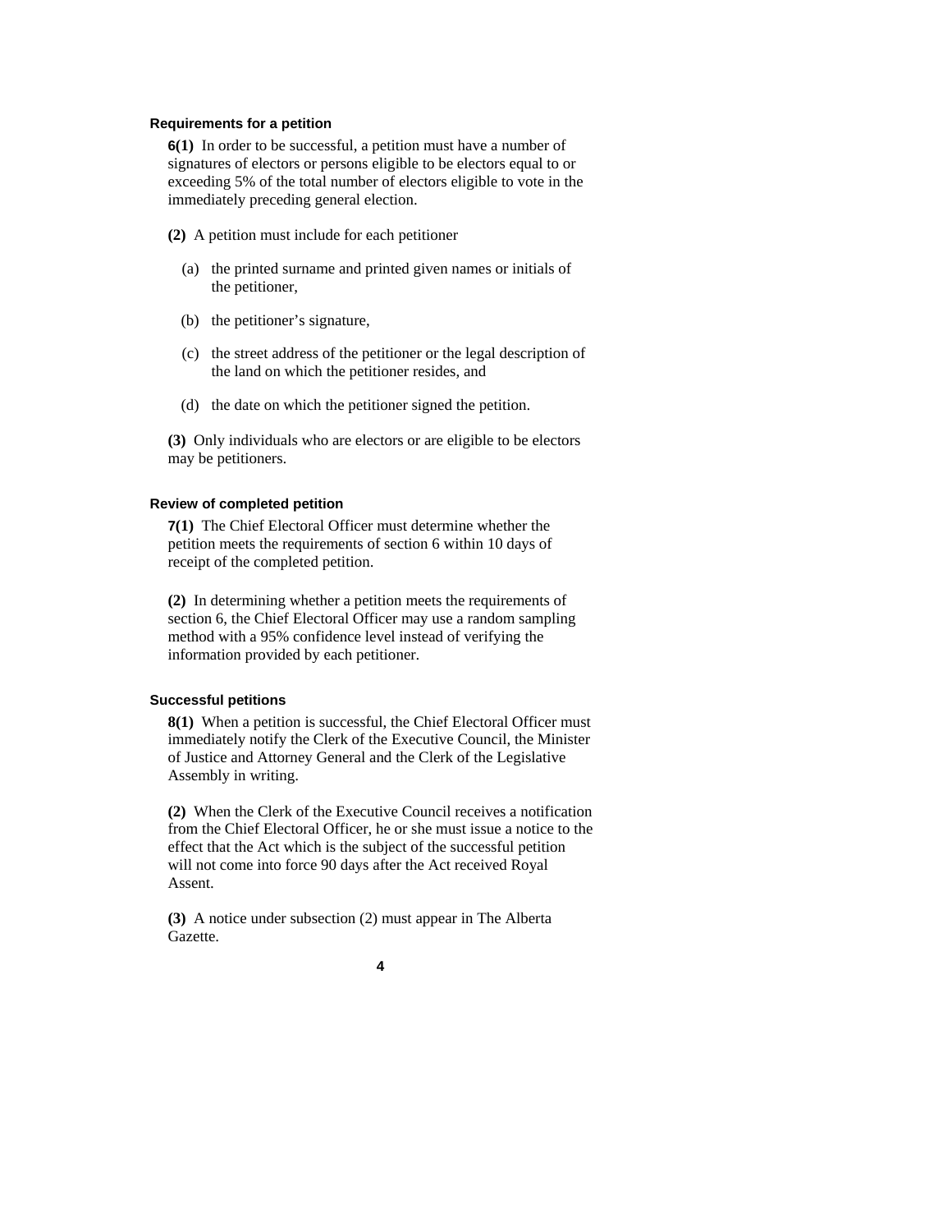### Requirements for a petition

**6(1)** In order to be successful, a petition must have a number of signatures of electors or persons eligible to be electors equal to or exceeding 5% of the total number of electors eligible to vote in the immediately preceding general election.

**(2)** A petition must include for each petitioner

(a) the printed surname and printed given names or initials of the petitioner,

(b) the petitioner's signature,

(c) the street address of the petitioner or the legal description of the land on which the petitioner resides, and

(d) the date on which the petitioner signed the petition.

**(3)** Only individuals who are electors or are eligible to be electors may be petitioners.

### Review of completed petition

**7(1)** The Chief Electoral Officer must determine whether the petition meets the requirements of section 6 within 10 days of receipt of the completed petition.

**(2)** In determining whether a petition meets the requirements of section 6, the Chief Electoral Officer may use a random sampling method with a 95% confidence level instead of verifying the information provided by each petitioner.

### Successful petitions

**8(1)** When a petition is successful, the Chief Electoral Officer must immediately notify the Clerk of the Executive Council, the Minister of Justice and Attorney General and the Clerk of the Legislative Assembly in writing.

**(2)** When the Clerk of the Executive Council receives a notification from the Chief Electoral Officer, he or she must issue a notice to the effect that the Act which is the subject of the successful petition will not come into force 90 days after the Act received Royal Assent.

**(3)** A notice under subsection (2) must appear in The Alberta Gazette.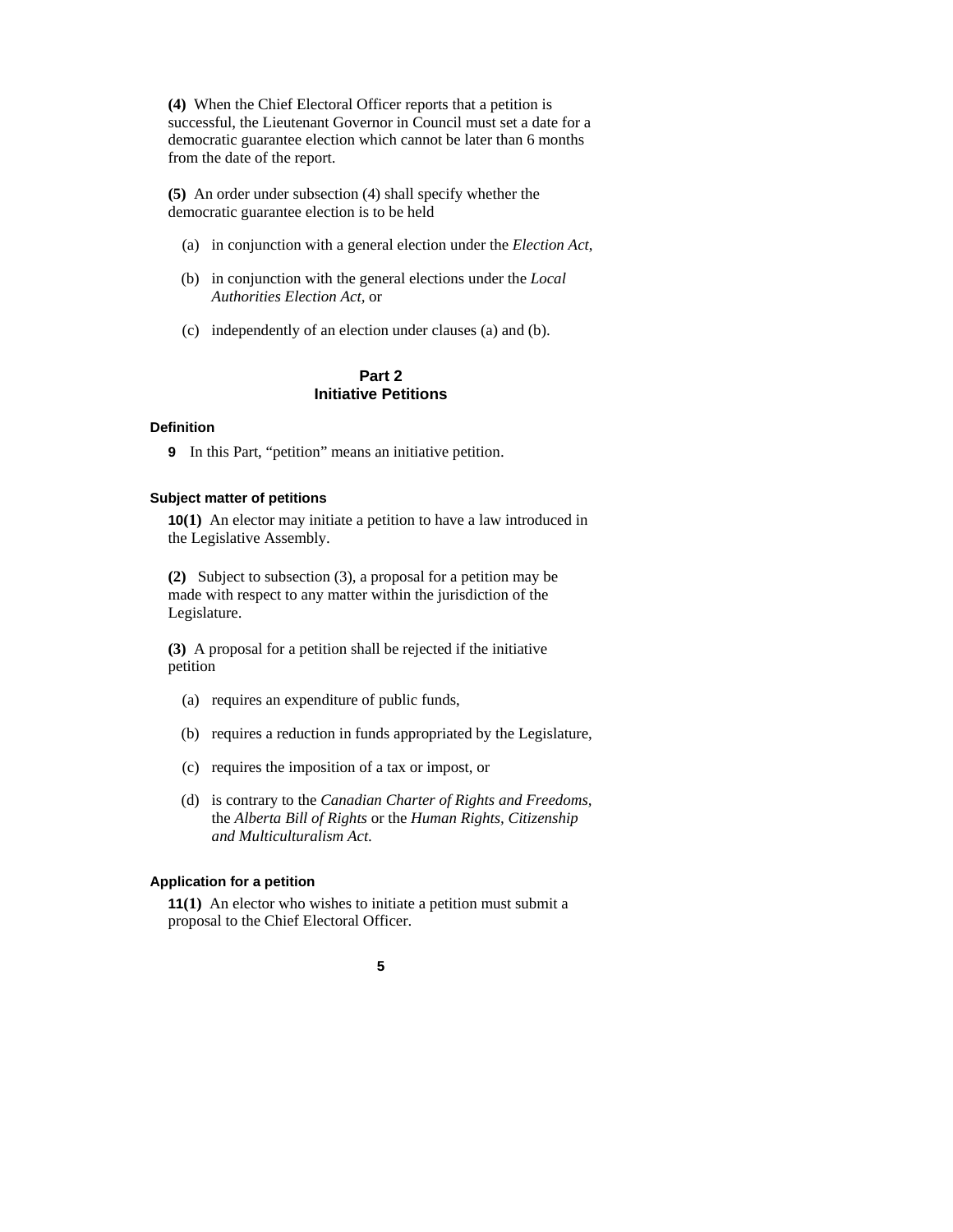**(4)** When the Chief Electoral Officer reports that a petition is successful, the Lieutenant Governor in Council must set a date for a democratic guarantee election which cannot be later than 6 months from the date of the report.

**(5)** An order under subsection (4) shall specify whether the democratic guarantee election is to be held

(a) in conjunction with a general election under the *Election Act*,

(b) in conjunction with the general elections under the *Local Authorities Election Act,* or

(c) independently of an election under clauses (a) and (b).

## Part 2
## Initiative Petitions

#### Definition

**9** In this Part, “petition” means an initiative petition.

#### Subject matter of petitions

**10(1)** An elector may initiate a petition to have a law introduced in the Legislative Assembly.

**(2)** Subject to subsection (3), a proposal for a petition may be made with respect to any matter within the jurisdiction of the Legislature.

**(3)** A proposal for a petition shall be rejected if the initiative petition

(a) requires an expenditure of public funds,

(b) requires a reduction in funds appropriated by the Legislature,

(c) requires the imposition of a tax or impost, or

(d) is contrary to the *Canadian Charter of Rights and Freedoms*, the *Alberta Bill of Rights* or the *Human Rights, Citizenship and Multiculturalism Act*.

#### Application for a petition

**11(1)** An elector who wishes to initiate a petition must submit a proposal to the Chief Electoral Officer.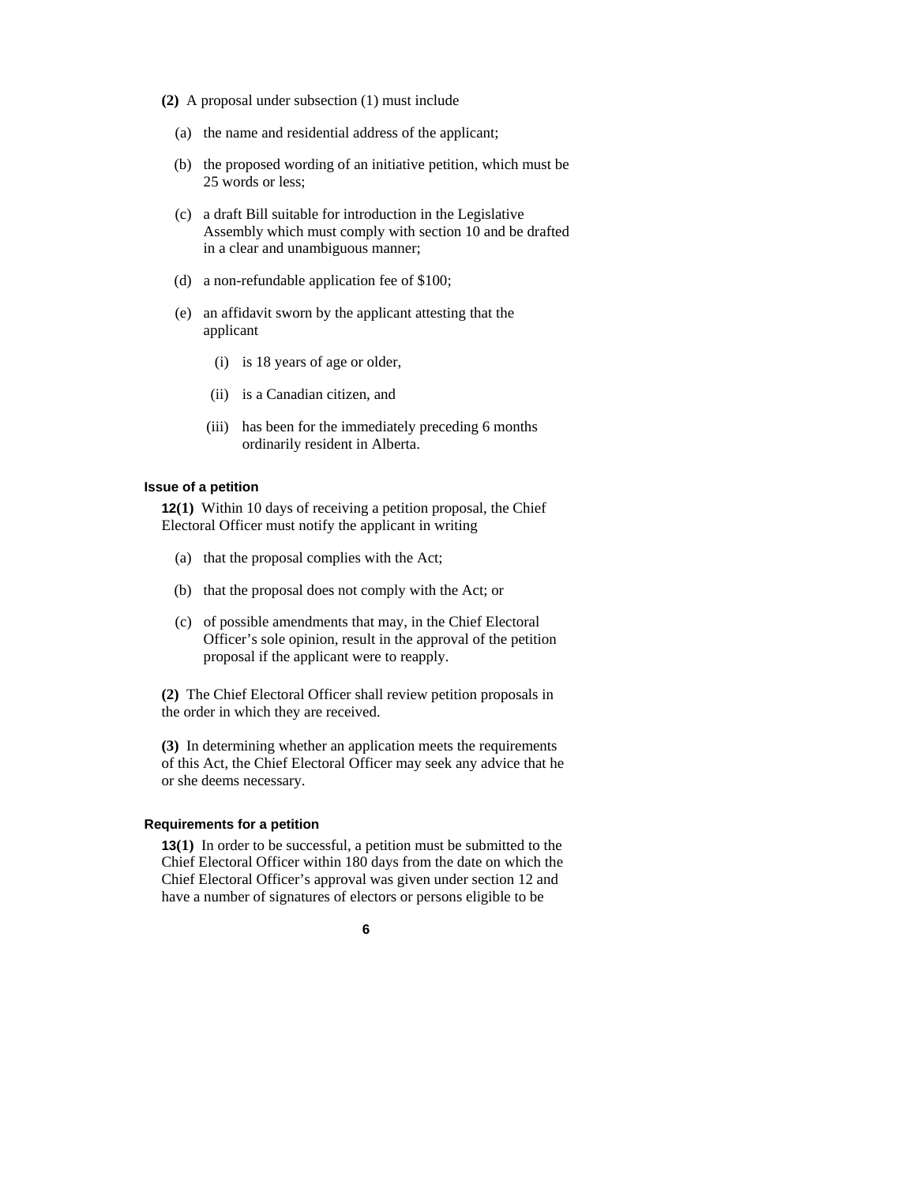**(2)** A proposal under subsection (1) must include

(a) the name and residential address of the applicant;

(b) the proposed wording of an initiative petition, which must be 25 words or less;

(c) a draft Bill suitable for introduction in the Legislative Assembly which must comply with section 10 and be drafted in a clear and unambiguous manner;

(d) a non-refundable application fee of $100;

(e) an affidavit sworn by the applicant attesting that the applicant

(i) is 18 years of age or older,

(ii) is a Canadian citizen, and

(iii) has been for the immediately preceding 6 months ordinarily resident in Alberta.

### Issue of a petition

**12(1)** Within 10 days of receiving a petition proposal, the Chief Electoral Officer must notify the applicant in writing

(a) that the proposal complies with the Act;

(b) that the proposal does not comply with the Act; or

(c) of possible amendments that may, in the Chief Electoral Officer's sole opinion, result in the approval of the petition proposal if the applicant were to reapply.

**(2)** The Chief Electoral Officer shall review petition proposals in the order in which they are received.

**(3)** In determining whether an application meets the requirements of this Act, the Chief Electoral Officer may seek any advice that he or she deems necessary.

### Requirements for a petition

**13(1)** In order to be successful, a petition must be submitted to the Chief Electoral Officer within 180 days from the date on which the Chief Electoral Officer's approval was given under section 12 and have a number of signatures of electors or persons eligible to be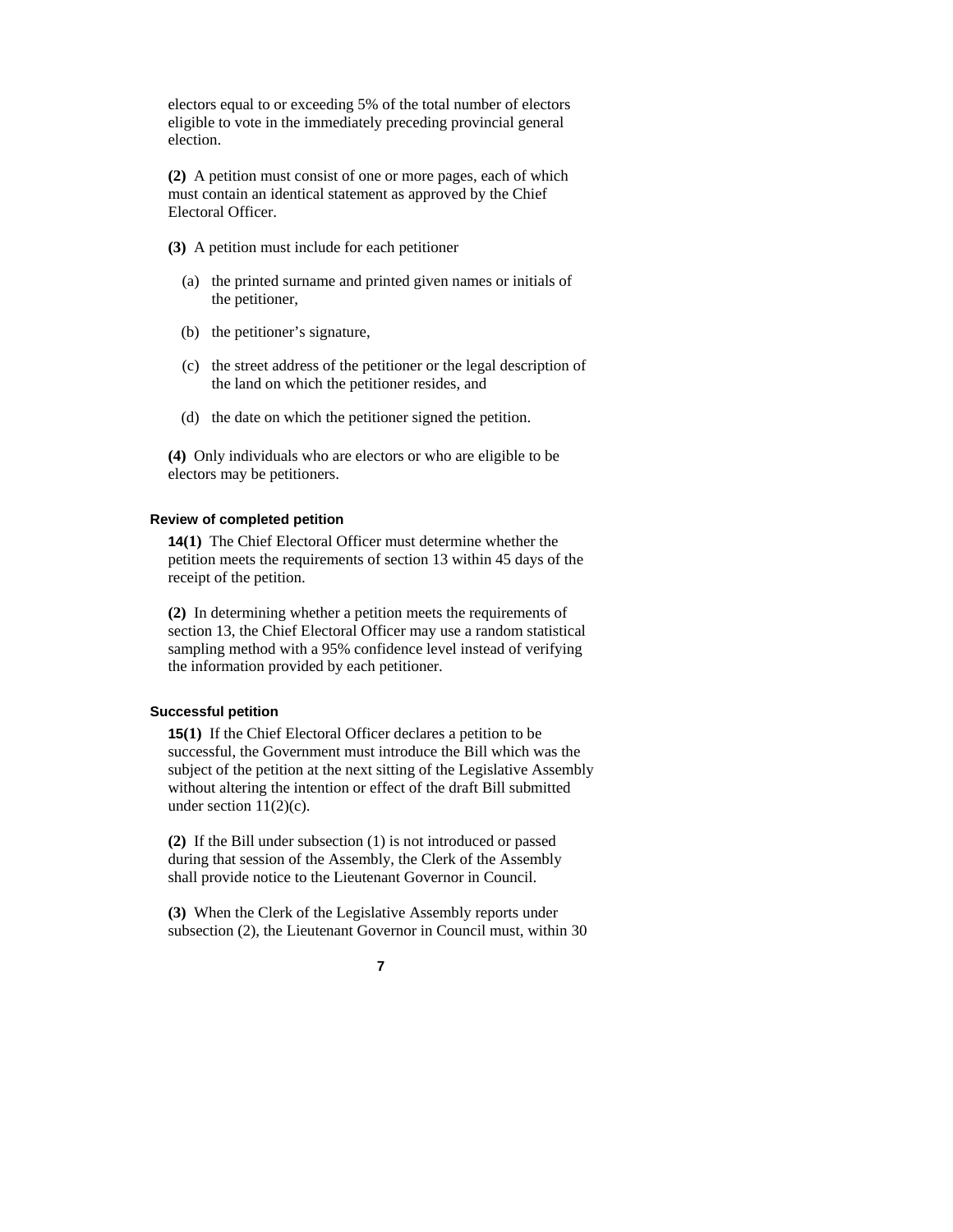electors equal to or exceeding 5% of the total number of electors eligible to vote in the immediately preceding provincial general election.

**(2)** A petition must consist of one or more pages, each of which must contain an identical statement as approved by the Chief Electoral Officer.

**(3)** A petition must include for each petitioner

(a) the printed surname and printed given names or initials of the petitioner,

(b) the petitioner's signature,

(c) the street address of the petitioner or the legal description of the land on which the petitioner resides, and

(d) the date on which the petitioner signed the petition.

**(4)** Only individuals who are electors or who are eligible to be electors may be petitioners.

#### Review of completed petition

**14(1)** The Chief Electoral Officer must determine whether the petition meets the requirements of section 13 within 45 days of the receipt of the petition.

**(2)** In determining whether a petition meets the requirements of section 13, the Chief Electoral Officer may use a random statistical sampling method with a 95% confidence level instead of verifying the information provided by each petitioner.

#### Successful petition

**15(1)** If the Chief Electoral Officer declares a petition to be successful, the Government must introduce the Bill which was the subject of the petition at the next sitting of the Legislative Assembly without altering the intention or effect of the draft Bill submitted under section 11(2)(c).

**(2)** If the Bill under subsection (1) is not introduced or passed during that session of the Assembly, the Clerk of the Assembly shall provide notice to the Lieutenant Governor in Council.

**(3)** When the Clerk of the Legislative Assembly reports under subsection (2), the Lieutenant Governor in Council must, within 30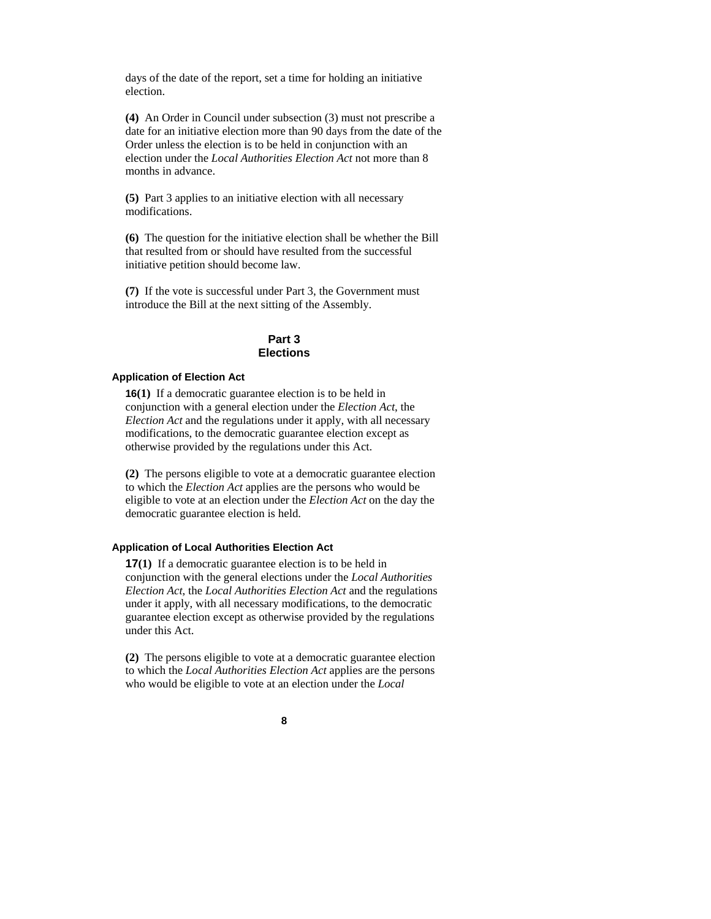days of the date of the report, set a time for holding an initiative election.

**(4)** An Order in Council under subsection (3) must not prescribe a date for an initiative election more than 90 days from the date of the Order unless the election is to be held in conjunction with an election under the *Local Authorities Election Act* not more than 8 months in advance.

**(5)** Part 3 applies to an initiative election with all necessary modifications.

**(6)** The question for the initiative election shall be whether the Bill that resulted from or should have resulted from the successful initiative petition should become law.

**(7)** If the vote is successful under Part 3, the Government must introduce the Bill at the next sitting of the Assembly.

## Part 3
## Elections

### Application of Election Act

**16(1)** If a democratic guarantee election is to be held in conjunction with a general election under the *Election Act*, the *Election Act* and the regulations under it apply, with all necessary modifications, to the democratic guarantee election except as otherwise provided by the regulations under this Act.

**(2)** The persons eligible to vote at a democratic guarantee election to which the *Election Act* applies are the persons who would be eligible to vote at an election under the *Election Act* on the day the democratic guarantee election is held.

### Application of Local Authorities Election Act

**17(1)** If a democratic guarantee election is to be held in conjunction with the general elections under the *Local Authorities Election Act*, the *Local Authorities Election Act* and the regulations under it apply, with all necessary modifications, to the democratic guarantee election except as otherwise provided by the regulations under this Act.

**(2)** The persons eligible to vote at a democratic guarantee election to which the *Local Authorities Election Act* applies are the persons who would be eligible to vote at an election under the *Local*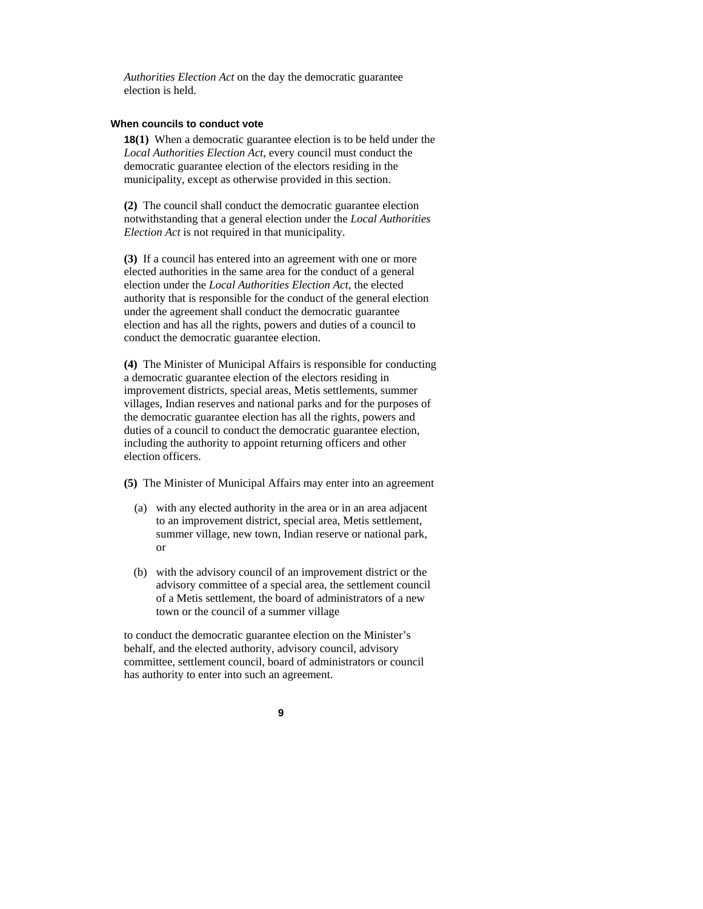*Authorities Election Act* on the day the democratic guarantee election is held.

### When councils to conduct vote

**18(1)** When a democratic guarantee election is to be held under the *Local Authorities Election Act*, every council must conduct the democratic guarantee election of the electors residing in the municipality, except as otherwise provided in this section.

**(2)** The council shall conduct the democratic guarantee election notwithstanding that a general election under the *Local Authorities Election Act* is not required in that municipality.

**(3)** If a council has entered into an agreement with one or more elected authorities in the same area for the conduct of a general election under the *Local Authorities Election Act*, the elected authority that is responsible for the conduct of the general election under the agreement shall conduct the democratic guarantee election and has all the rights, powers and duties of a council to conduct the democratic guarantee election.

**(4)** The Minister of Municipal Affairs is responsible for conducting a democratic guarantee election of the electors residing in improvement districts, special areas, Metis settlements, summer villages, Indian reserves and national parks and for the purposes of the democratic guarantee election has all the rights, powers and duties of a council to conduct the democratic guarantee election, including the authority to appoint returning officers and other election officers.

**(5)** The Minister of Municipal Affairs may enter into an agreement

(a) with any elected authority in the area or in an area adjacent to an improvement district, special area, Metis settlement, summer village, new town, Indian reserve or national park, or

(b) with the advisory council of an improvement district or the advisory committee of a special area, the settlement council of a Metis settlement, the board of administrators of a new town or the council of a summer village

to conduct the democratic guarantee election on the Minister's behalf, and the elected authority, advisory council, advisory committee, settlement council, board of administrators or council has authority to enter into such an agreement.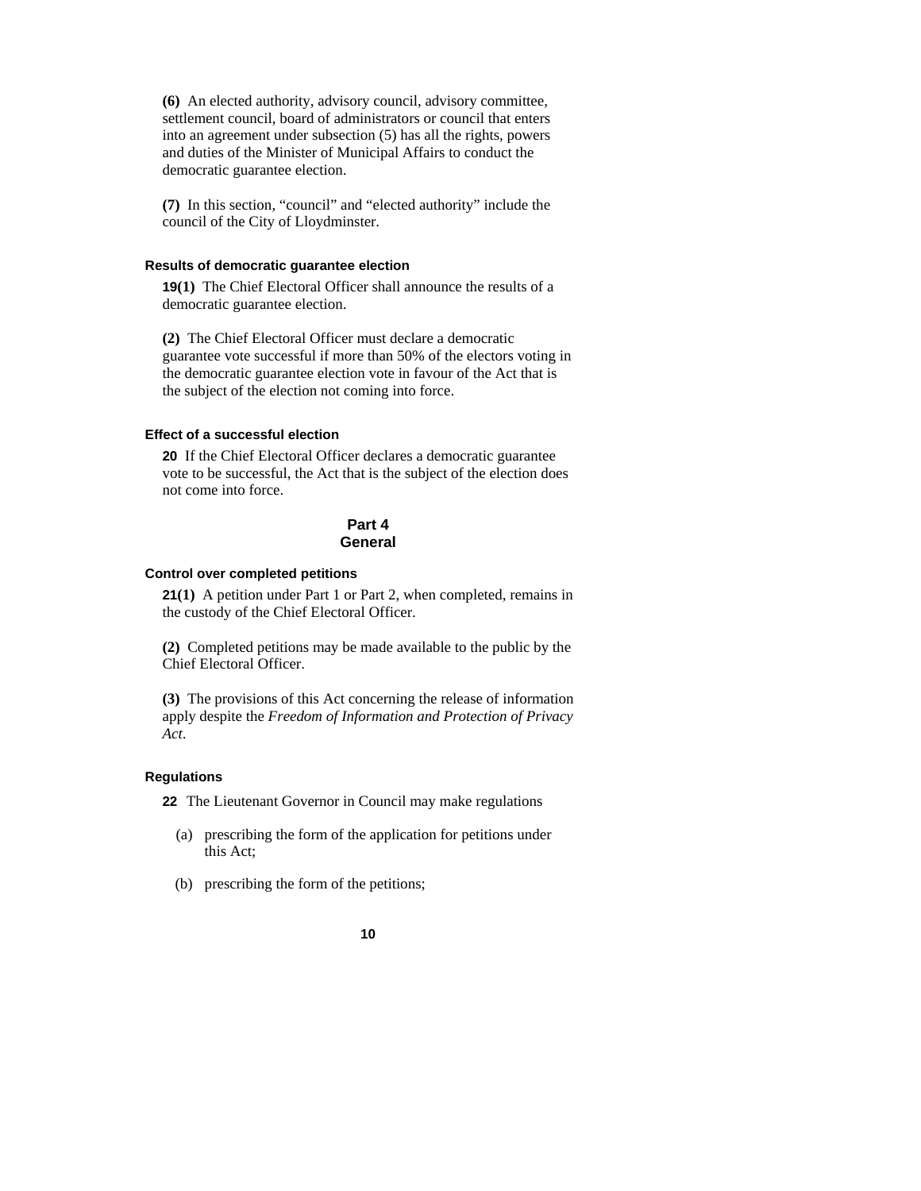**(6)** An elected authority, advisory council, advisory committee, settlement council, board of administrators or council that enters into an agreement under subsection (5) has all the rights, powers and duties of the Minister of Municipal Affairs to conduct the democratic guarantee election.

**(7)** In this section, "council" and "elected authority" include the council of the City of Lloydminster.

#### Results of democratic guarantee election

**19(1)** The Chief Electoral Officer shall announce the results of a democratic guarantee election.

**(2)** The Chief Electoral Officer must declare a democratic guarantee vote successful if more than 50% of the electors voting in the democratic guarantee election vote in favour of the Act that is the subject of the election not coming into force.

#### Effect of a successful election

**20** If the Chief Electoral Officer declares a democratic guarantee vote to be successful, the Act that is the subject of the election does not come into force.

## Part 4
## General

#### Control over completed petitions

**21(1)** A petition under Part 1 or Part 2, when completed, remains in the custody of the Chief Electoral Officer.

**(2)** Completed petitions may be made available to the public by the Chief Electoral Officer.

**(3)** The provisions of this Act concerning the release of information apply despite the *Freedom of Information and Protection of Privacy Act*.

#### Regulations

**22** The Lieutenant Governor in Council may make regulations

(a) prescribing the form of the application for petitions under this Act;

(b) prescribing the form of the petitions;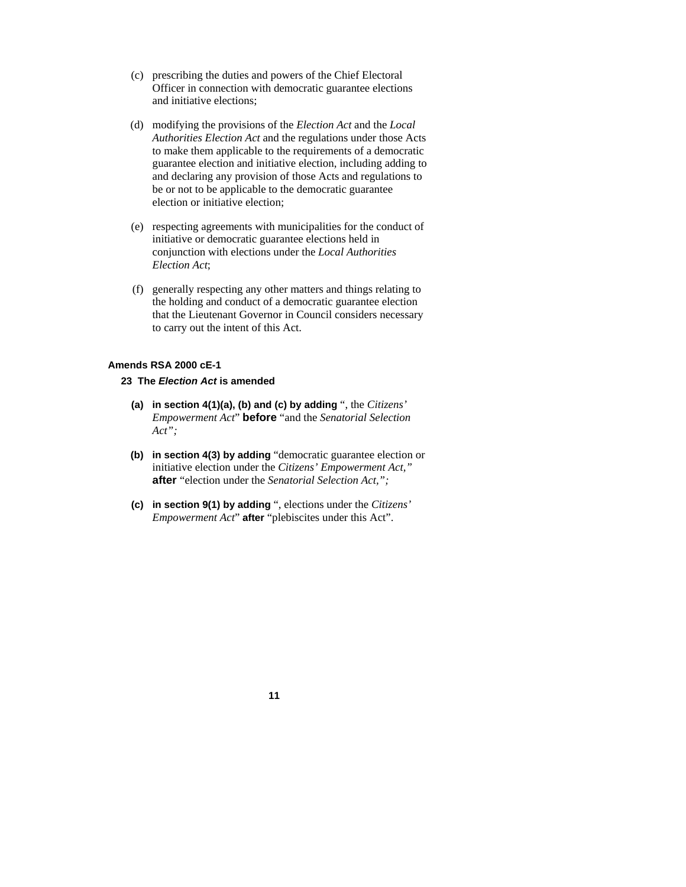(c) prescribing the duties and powers of the Chief Electoral Officer in connection with democratic guarantee elections and initiative elections;

(d) modifying the provisions of the *Election Act* and the *Local Authorities Election Act* and the regulations under those Acts to make them applicable to the requirements of a democratic guarantee election and initiative election, including adding to and declaring any provision of those Acts and regulations to be or not to be applicable to the democratic guarantee election or initiative election;

(e) respecting agreements with municipalities for the conduct of initiative or democratic guarantee elections held in conjunction with elections under the *Local Authorities Election Act*;

(f) generally respecting any other matters and things relating to the holding and conduct of a democratic guarantee election that the Lieutenant Governor in Council considers necessary to carry out the intent of this Act.

**Amends RSA 2000 cE-1**

**23 The *Election Act* is amended**

**(a) in section 4(1)(a), (b) and (c) by adding** ", the *Citizens' Empowerment Act*" **before** "and the *Senatorial Selection Act";*

**(b) in section 4(3) by adding** "democratic guarantee election or initiative election under the *Citizens' Empowerment Act,"* **after** "election under the *Senatorial Selection Act,";*

**(c) in section 9(1) by adding** ", elections under the *Citizens' Empowerment Act*" **after** "plebiscites under this Act".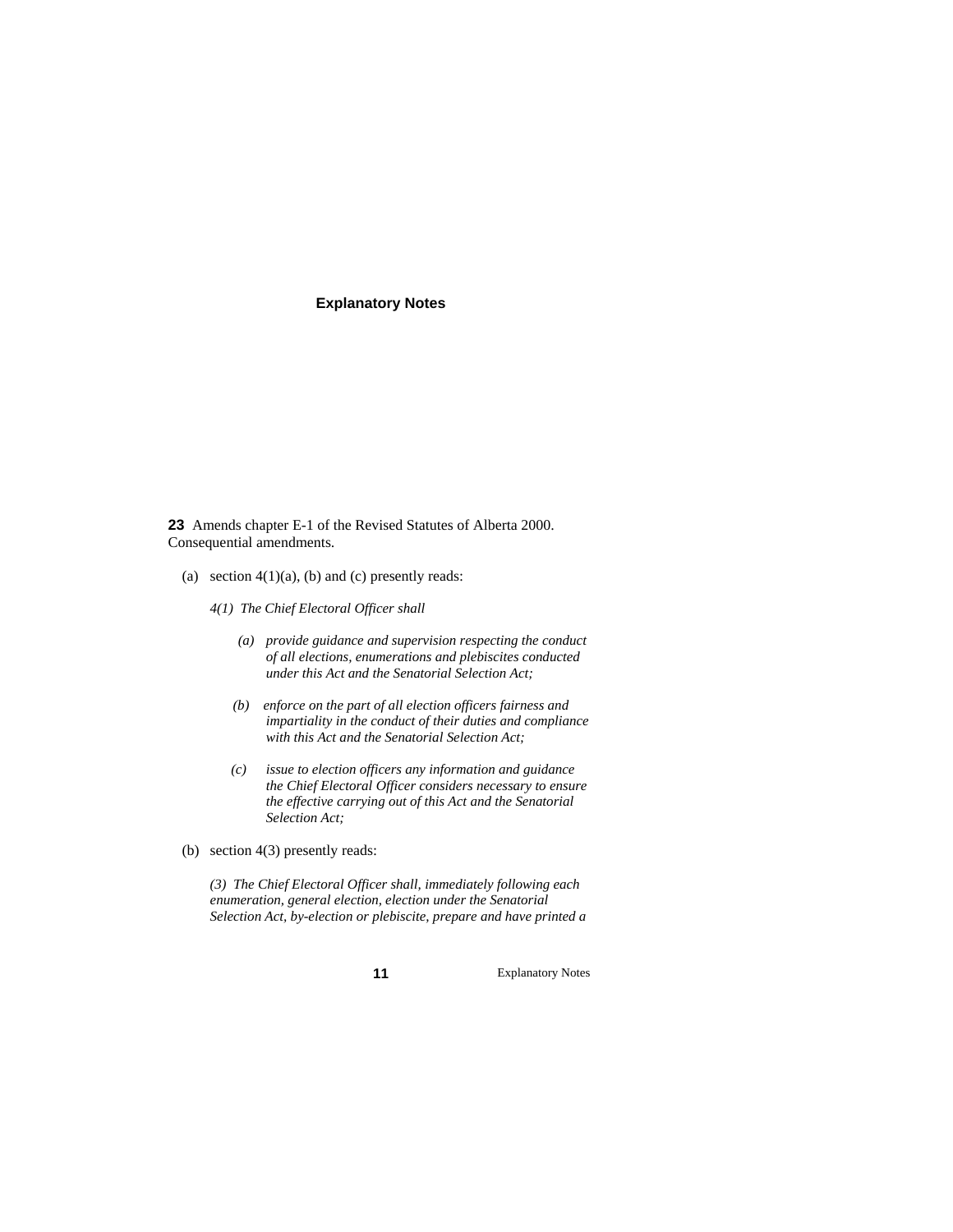**Explanatory Notes**

**23** Amends chapter E-1 of the Revised Statutes of Alberta 2000. Consequential amendments.

(a) section 4(1)(a), (b) and (c) presently reads:

*4(1) The Chief Electoral Officer shall*

*(a) provide guidance and supervision respecting the conduct of all elections, enumerations and plebiscites conducted under this Act and the Senatorial Selection Act;*

*(b) enforce on the part of all election officers fairness and impartiality in the conduct of their duties and compliance with this Act and the Senatorial Selection Act;*

*(c) issue to election officers any information and guidance the Chief Electoral Officer considers necessary to ensure the effective carrying out of this Act and the Senatorial Selection Act;*

(b) section 4(3) presently reads:

*(3) The Chief Electoral Officer shall, immediately following each enumeration, general election, election under the Senatorial Selection Act, by-election or plebiscite, prepare and have printed a*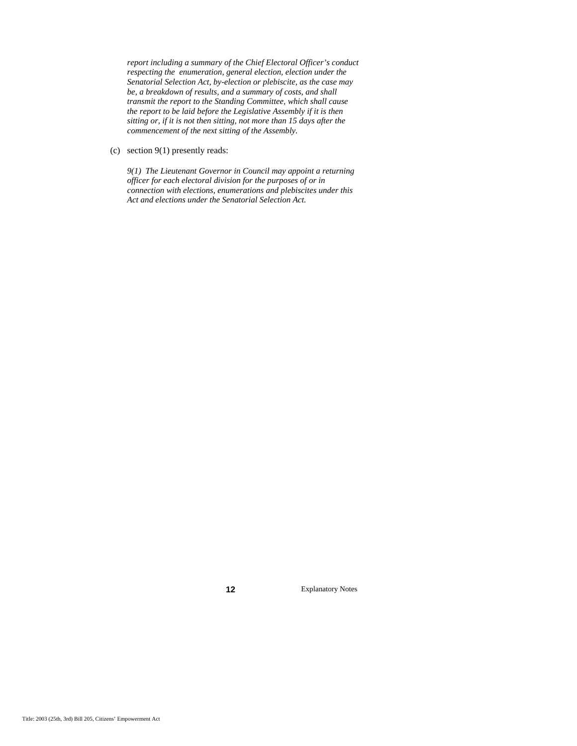*report including a summary of the Chief Electoral Officer's conduct respecting the enumeration, general election, election under the Senatorial Selection Act, by-election or plebiscite, as the case may be, a breakdown of results, and a summary of costs, and shall transmit the report to the Standing Committee, which shall cause the report to be laid before the Legislative Assembly if it is then sitting or, if it is not then sitting, not more than 15 days after the commencement of the next sitting of the Assembly.*

(c) section 9(1) presently reads:

*9(1) The Lieutenant Governor in Council may appoint a returning officer for each electoral division for the purposes of or in connection with elections, enumerations and plebiscites under this Act and elections under the Senatorial Selection Act.*